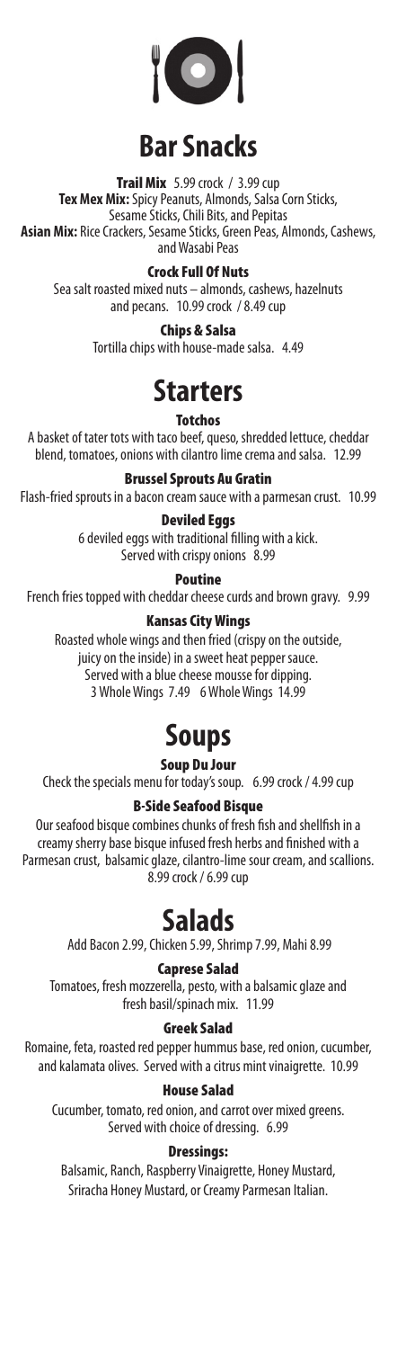# Bar Snacks

### Trail Mix
5.99 crock / 3.99 cup

**Tex Mex Mix:** Spicy Peanuts, Almonds, Salsa Corn Sticks, Sesame Sticks, Chili Bits, and Pepitas

**Asian Mix:** Rice Crackers, Sesame Sticks, Green Peas, Almonds, Cashews, and Wasabi Peas

### Crock Full Of Nuts
Sea salt roasted mixed nuts – almonds, cashews, hazelnuts and pecans. 10.99 crock / 8.49 cup

### Chips & Salsa
Tortilla chips with house-made salsa. 4.49

# Starters

### Totchos
A basket of tater tots with taco beef, queso, shredded lettuce, cheddar blend, tomatoes, onions with cilantro lime crema and salsa. 12.99

### Brussel Sprouts Au Gratin
Flash-fried sprouts in a bacon cream sauce with a parmesan crust. 10.99

### Deviled Eggs
6 deviled eggs with traditional filling with a kick. Served with crispy onions 8.99

### Poutine
French fries topped with cheddar cheese curds and brown gravy. 9.99

### Kansas City Wings
Roasted whole wings and then fried (crispy on the outside, juicy on the inside) in a sweet heat pepper sauce. Served with a blue cheese mousse for dipping.
3 Whole Wings 7.49 6 Whole Wings 14.99

# Soups

### Soup Du Jour
Check the specials menu for today's soup. 6.99 crock / 4.99 cup

### B-Side Seafood Bisque
Our seafood bisque combines chunks of fresh fish and shellfish in a creamy sherry base bisque infused fresh herbs and finished with a Parmesan crust, balsamic glaze, cilantro-lime sour cream, and scallions. 8.99 crock / 6.99 cup

# Salads

Add Bacon 2.99, Chicken 5.99, Shrimp 7.99, Mahi 8.99

### Caprese Salad
Tomatoes, fresh mozzerella, pesto, with a balsamic glaze and fresh basil/spinach mix. 11.99

### Greek Salad
Romaine, feta, roasted red pepper hummus base, red onion, cucumber, and kalamata olives. Served with a citrus mint vinaigrette. 10.99

### House Salad
Cucumber, tomato, red onion, and carrot over mixed greens. Served with choice of dressing. 6.99

### Dressings:
Balsamic, Ranch, Raspberry Vinaigrette, Honey Mustard, Sriracha Honey Mustard, or Creamy Parmesan Italian.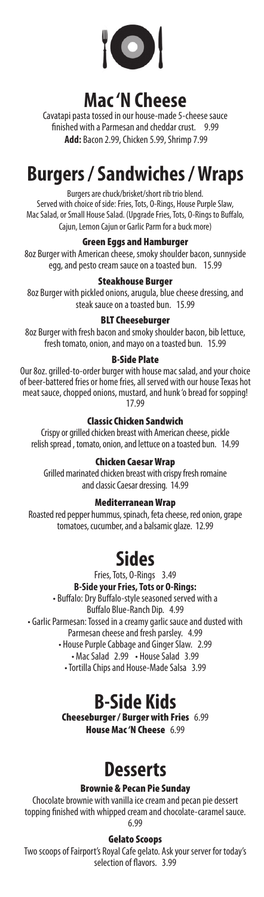# Mac 'N Cheese

Cavatapi pasta tossed in our house-made 5-cheese sauce finished with a Parmesan and cheddar crust. 9.99

**Add:** Bacon 2.99, Chicken 5.99, Shrimp 7.99

# Burgers / Sandwiches / Wraps

Burgers are chuck/brisket/short rib trio blend.
Served with choice of side: Fries, Tots, O-Rings, House Purple Slaw, Mac Salad, or Small House Salad. (Upgrade Fries, Tots, O-Rings to Buffalo, Cajun, Lemon Cajun or Garlic Parm for a buck more)

### Green Eggs and Hamburger

8oz Burger with American cheese, smoky shoulder bacon, sunnyside egg, and pesto cream sauce on a toasted bun. 15.99

### Steakhouse Burger

8oz Burger with pickled onions, arugula, blue cheese dressing, and steak sauce on a toasted bun. 15.99

### BLT Cheeseburger

8oz Burger with fresh bacon and smoky shoulder bacon, bib lettuce, fresh tomato, onion, and mayo on a toasted bun. 15.99

### B-Side Plate

Our 8oz. grilled-to-order burger with house mac salad, and your choice of beer-battered fries or home fries, all served with our house Texas hot meat sauce, chopped onions, mustard, and hunk 'o bread for sopping! 17.99

### Classic Chicken Sandwich

Crispy or grilled chicken breast with American cheese, pickle relish spread , tomato, onion, and lettuce on a toasted bun. 14.99

### Chicken Caesar Wrap

Grilled marinated chicken breast with crispy fresh romaine and classic Caesar dressing. 14.99

### Mediterranean Wrap

Roasted red pepper hummus, spinach, feta cheese, red onion, grape tomatoes, cucumber, and a balsamic glaze. 12.99

# Sides

Fries, Tots, O-Rings 3.49

**B-Side your Fries, Tots or O-Rings:**

- Buffalo: Dry Buffalo-style seasoned served with a Buffalo Blue-Ranch Dip. 4.99
- Garlic Parmesan: Tossed in a creamy garlic sauce and dusted with Parmesan cheese and fresh parsley. 4.99
- House Purple Cabbage and Ginger Slaw. 2.99
- Mac Salad 2.99 • House Salad 3.99
- Tortilla Chips and House-Made Salsa 3.99

# B-Side Kids

**Cheeseburger / Burger with Fries** 6.99

**House Mac 'N Cheese** 6.99

# Desserts

### Brownie & Pecan Pie Sunday

Chocolate brownie with vanilla ice cream and pecan pie dessert topping finished with whipped cream and chocolate-caramel sauce. 6.99

### Gelato Scoops

Two scoops of Fairport's Royal Cafe gelato. Ask your server for today's selection of flavors. 3.99